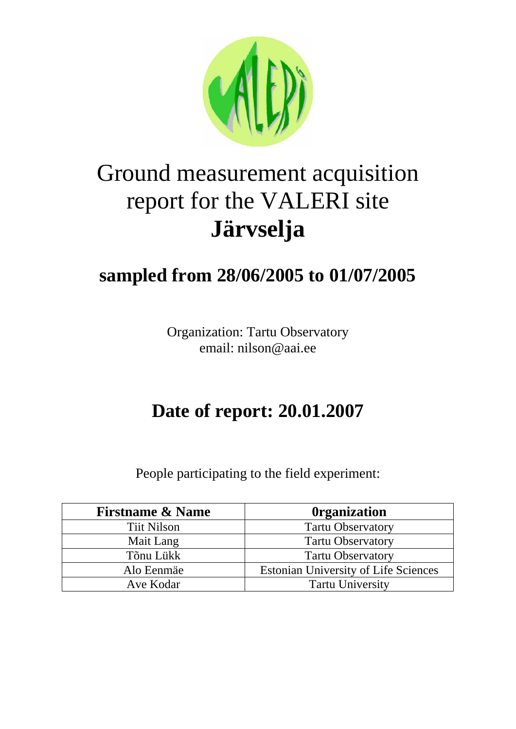# Ground measurement acquisition report for the VALERI site **Järvselja**

## sampled from 28/06/2005 to 01/07/2005

Organization: Tartu Observatory
email: nilson@aai.ee

## Date of report: 20.01.2007

People participating to the field experiment:

| Firstname & Name | 0rganization |
|---|---|
| Tiit Nilson | Tartu Observatory |
| Mait Lang | Tartu Observatory |
| Tõnu Lükk | Tartu Observatory |
| Alo Eenmäe | Estonian University of Life Sciences |
| Ave Kodar | Tartu University |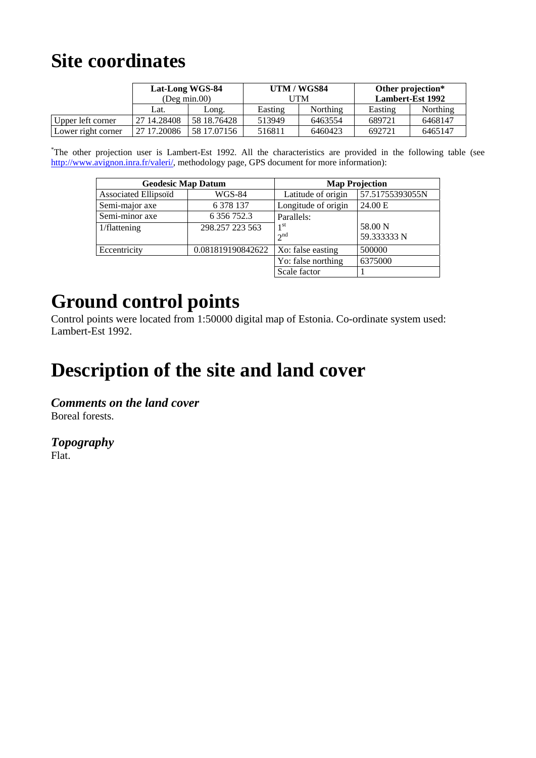# Site coordinates

| | Lat-Long WGS-84 (Deg min.00) | | UTM / WGS84 UTM | | Other projection* Lambert-Est 1992 | |
|---|---|---|---|---|---|---|
| | Lat. | Long. | Easting | Northing | Easting | Northing |
| Upper left corner | 27 14.28408 | 58 18.76428 | 513949 | 6463554 | 689721 | 6468147 |
| Lower right corner | 27 17.20086 | 58 17.07156 | 516811 | 6460423 | 692721 | 6465147 |

*The other projection user is Lambert-Est 1992. All the characteristics are provided in the following table (see http://www.avignon.inra.fr/valeri/, methodology page, GPS document for more information):

| Geodesic Map Datum | | Map Projection | |
|---|---|---|---|
| Associated Ellipsoïd | WGS-84 | Latitude of origin | 57.51755393055N |
| Semi-major axe | 6 378 137 | Longitude of origin | 24.00 E |
| Semi-minor axe | 6 356 752.3 | Parallels: | |
| 1/flattening | 298.257 223 563 | 1st<br>2nd | 58.00 N<br>59.333333 N |
| Eccentricity | 0.081819190842622 | Xo: false easting | 500000 |
| | | Yo: false northing | 6375000 |
| | | Scale factor | 1 |

# Ground control points

Control points were located from 1:50000 digital map of Estonia. Co-ordinate system used: Lambert-Est 1992.

# Description of the site and land cover

### *Comments on the land cover*

Boreal forests.

### *Topography*

Flat.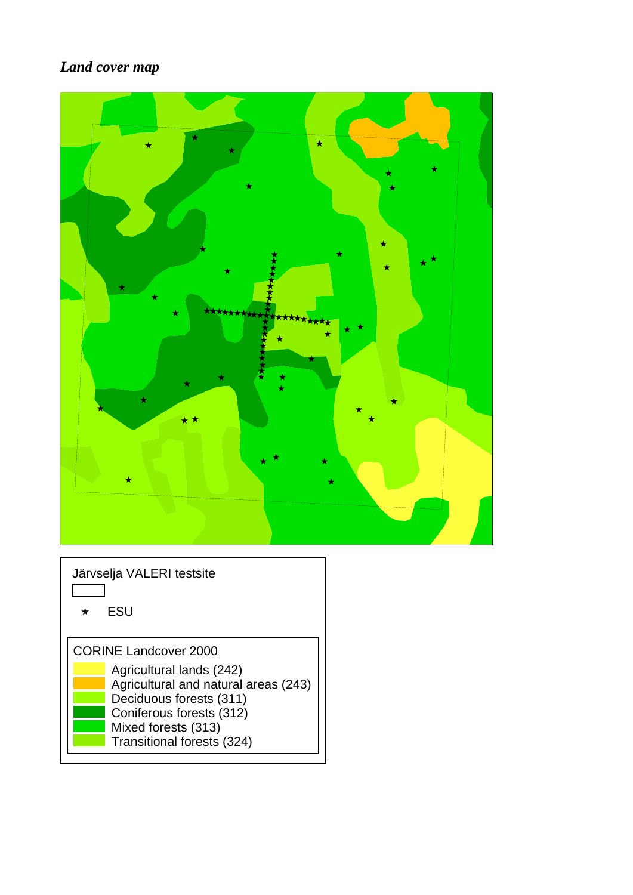*Land cover map*

Järvselja VALERI testsite

★ ESU

CORINE Landcover 2000

- Agricultural lands (242)
- Agricultural and natural areas (243)
- Deciduous forests (311)
- Coniferous forests (312)
- Mixed forests (313)
- Transitional forests (324)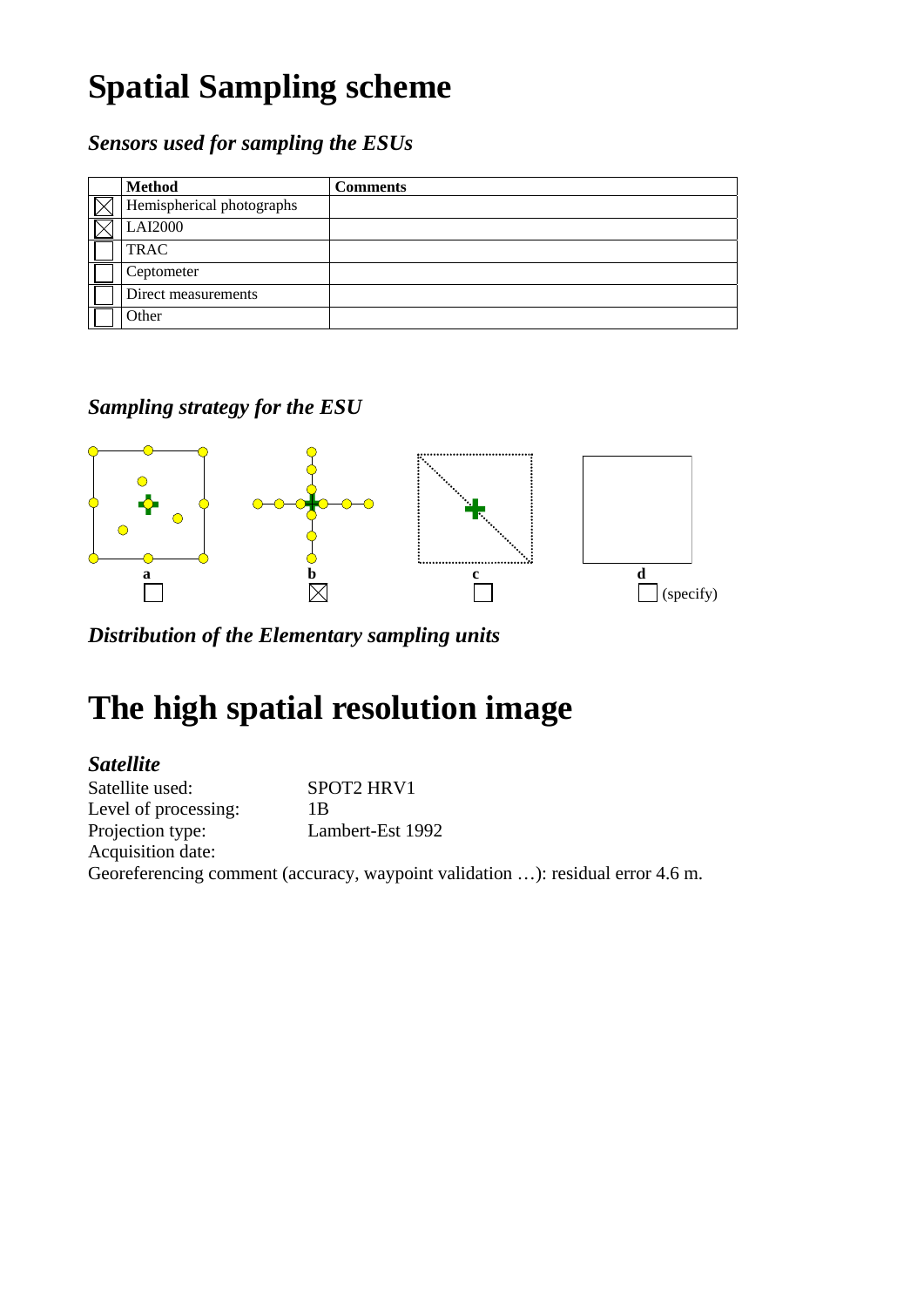# Spatial Sampling scheme

### *Sensors used for sampling the ESUs*

| | Method | Comments |
|---|---|---|
| ☒ | Hemispherical photographs | |
| ☒ | LAI2000 | |
| ☐ | TRAC | |
| ☐ | Ceptometer | |
| ☐ | Direct measurements | |
| ☐ | Other | |

### *Sampling strategy for the ESU*

**a** ☐

**b** ☒

**c** ☐

**d** ☐ (specify)

### *Distribution of the Elementary sampling units*

# The high spatial resolution image

### *Satellite*

Satellite used: SPOT2 HRV1
Level of processing: 1B
Projection type: Lambert-Est 1992
Acquisition date:
Georeferencing comment (accuracy, waypoint validation …): residual error 4.6 m.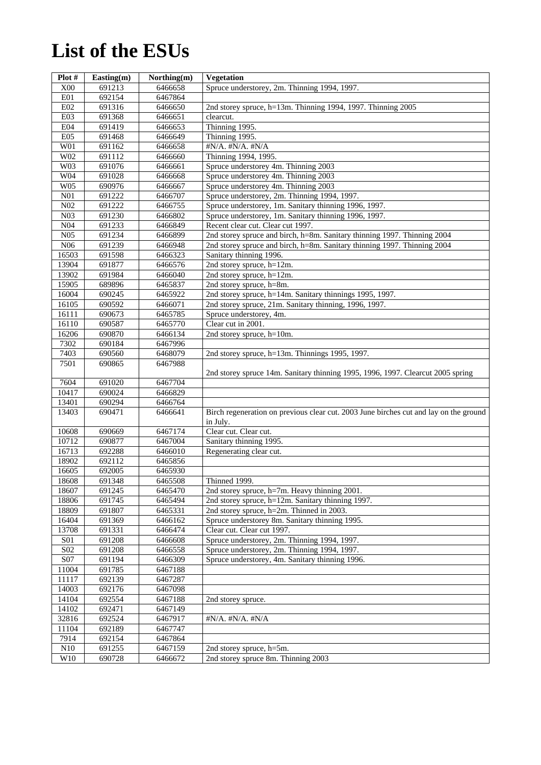# List of the ESUs

| Plot # | Easting(m) | Northing(m) | Vegetation |
|---|---|---|---|
| X00 | 691213 | 6466658 | Spruce understorey, 2m. Thinning 1994, 1997. |
| E01 | 692154 | 6467864 | |
| E02 | 691316 | 6466650 | 2nd storey spruce, h=13m. Thinning 1994, 1997. Thinning 2005 |
| E03 | 691368 | 6466651 | clearcut. |
| E04 | 691419 | 6466653 | Thinning 1995. |
| E05 | 691468 | 6466649 | Thinning 1995. |
| W01 | 691162 | 6466658 | #N/A. #N/A. #N/A |
| W02 | 691112 | 6466660 | Thinning 1994, 1995. |
| W03 | 691076 | 6466661 | Spruce understorey 4m. Thinning 2003 |
| W04 | 691028 | 6466668 | Spruce understorey 4m. Thinning 2003 |
| W05 | 690976 | 6466667 | Spruce understorey 4m. Thinning 2003 |
| N01 | 691222 | 6466707 | Spruce understorey, 2m. Thinning 1994, 1997. |
| N02 | 691222 | 6466755 | Spruce understorey, 1m. Sanitary thinning 1996, 1997. |
| N03 | 691230 | 6466802 | Spruce understorey, 1m. Sanitary thinning 1996, 1997. |
| N04 | 691233 | 6466849 | Recent clear cut. Clear cut 1997. |
| N05 | 691234 | 6466899 | 2nd storey spruce and birch, h=8m. Sanitary thinning 1997. Thinning 2004 |
| N06 | 691239 | 6466948 | 2nd storey spruce and birch, h=8m. Sanitary thinning 1997. Thinning 2004 |
| 16503 | 691598 | 6466323 | Sanitary thinning 1996. |
| 13904 | 691877 | 6466576 | 2nd storey spruce, h=12m. |
| 13902 | 691984 | 6466040 | 2nd storey spruce, h=12m. |
| 15905 | 689896 | 6465837 | 2nd storey spruce, h=8m. |
| 16004 | 690245 | 6465922 | 2nd storey spruce, h=14m. Sanitary thinnings 1995, 1997. |
| 16105 | 690592 | 6466071 | 2nd storey spruce, 21m. Sanitary thinning, 1996, 1997. |
| 16111 | 690673 | 6465785 | Spruce understorey, 4m. |
| 16110 | 690587 | 6465770 | Clear cut in 2001. |
| 16206 | 690870 | 6466134 | 2nd storey spruce, h=10m. |
| 7302 | 690184 | 6467996 | |
| 7403 | 690560 | 6468079 | 2nd storey spruce, h=13m. Thinnings 1995, 1997. |
| 7501 | 690865 | 6467988 | 2nd storey spruce 14m. Sanitary thinning 1995, 1996, 1997. Clearcut 2005 spring |
| 7604 | 691020 | 6467704 | |
| 10417 | 690024 | 6466829 | |
| 13401 | 690294 | 6466764 | |
| 13403 | 690471 | 6466641 | Birch regeneration on previous clear cut. 2003 June birches cut and lay on the ground in July. |
| 10608 | 690669 | 6467174 | Clear cut. Clear cut. |
| 10712 | 690877 | 6467004 | Sanitary thinning 1995. |
| 16713 | 692288 | 6466010 | Regenerating clear cut. |
| 18902 | 692112 | 6465856 | |
| 16605 | 692005 | 6465930 | |
| 18608 | 691348 | 6465508 | Thinned 1999. |
| 18607 | 691245 | 6465470 | 2nd storey spruce, h=7m. Heavy thinning 2001. |
| 18806 | 691745 | 6465494 | 2nd storey spruce, h=12m. Sanitary thinning 1997. |
| 18809 | 691807 | 6465331 | 2nd storey spruce, h=2m. Thinned in 2003. |
| 16404 | 691369 | 6466162 | Spruce understorey 8m. Sanitary thinning 1995. |
| 13708 | 691331 | 6466474 | Clear cut. Clear cut 1997. |
| S01 | 691208 | 6466608 | Spruce understorey, 2m. Thinning 1994, 1997. |
| S02 | 691208 | 6466558 | Spruce understorey, 2m. Thinning 1994, 1997. |
| S07 | 691194 | 6466309 | Spruce understorey, 4m. Sanitary thinning 1996. |
| 11004 | 691785 | 6467188 | |
| 11117 | 692139 | 6467287 | |
| 14003 | 692176 | 6467098 | |
| 14104 | 692554 | 6467188 | 2nd storey spruce. |
| 14102 | 692471 | 6467149 | |
| 32816 | 692524 | 6467917 | #N/A. #N/A. #N/A |
| 11104 | 692189 | 6467747 | |
| 7914 | 692154 | 6467864 | |
| N10 | 691255 | 6467159 | 2nd storey spruce, h=5m. |
| W10 | 690728 | 6466672 | 2nd storey spruce 8m. Thinning 2003 |